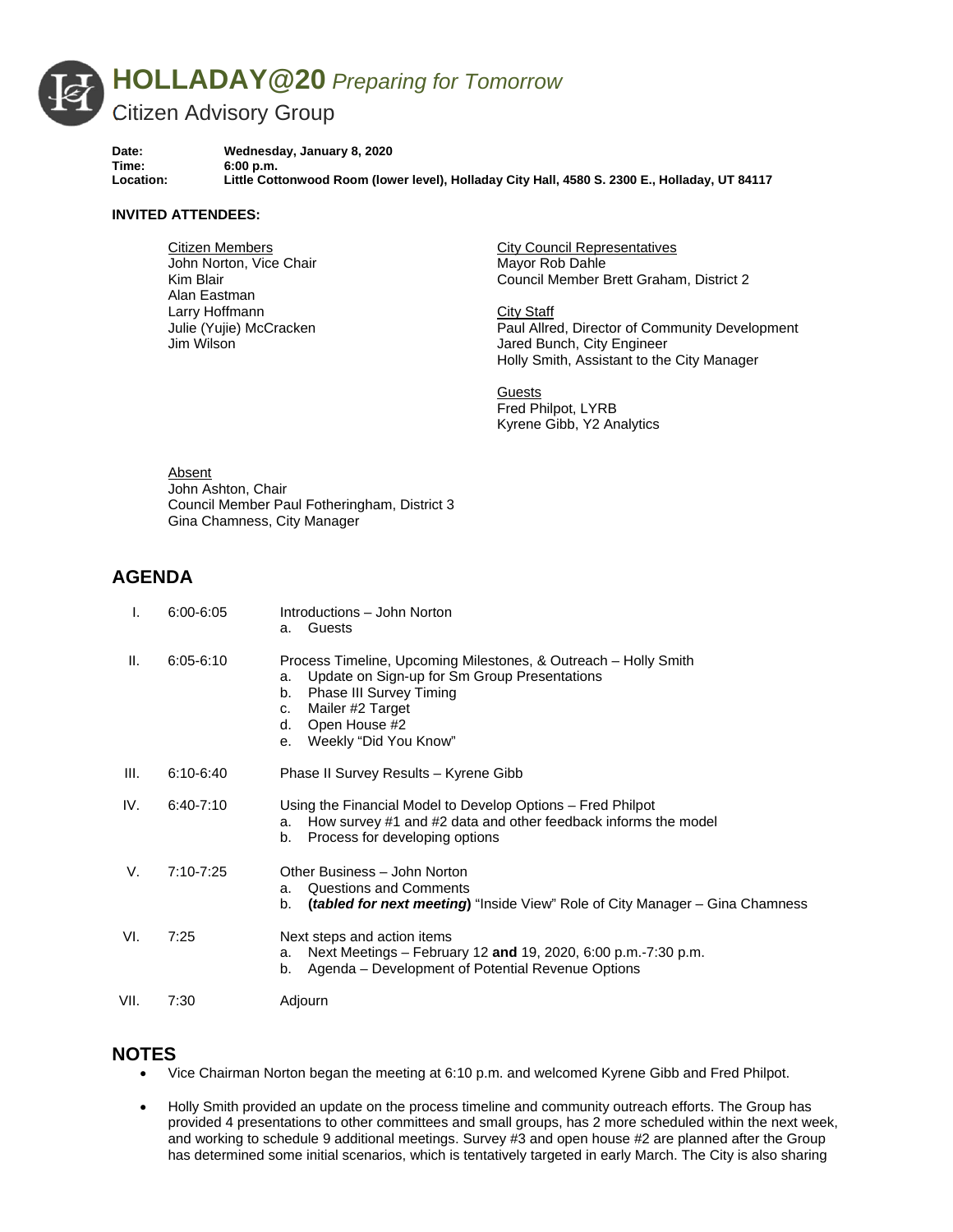# HOLLADAY@20 *Preparing for Tomorrow*

## Citizen Advisory Group

**Date:** **Wednesday, January 8, 2020**
**Time:** **6:00 p.m.**
**Location:** **Little Cottonwood Room (lower level), Holladay City Hall, 4580 S. 2300 E., Holladay, UT 84117**

**INVITED ATTENDEES:**

Citizen Members
John Norton, Vice Chair
Kim Blair
Alan Eastman
Larry Hoffmann
Julie (Yujie) McCracken
Jim Wilson

City Council Representatives
Mayor Rob Dahle
Council Member Brett Graham, District 2

City Staff
Paul Allred, Director of Community Development
Jared Bunch, City Engineer
Holly Smith, Assistant to the City Manager

Guests
Fred Philpot, LYRB
Kyrene Gibb, Y2 Analytics

Absent
John Ashton, Chair
Council Member Paul Fotheringham, District 3
Gina Chamness, City Manager

## AGENDA

| | | |
|---|---|---|
| I. | 6:00-6:05 | Introductions – John Norton<br>a. Guests |
| II. | 6:05-6:10 | Process Timeline, Upcoming Milestones, & Outreach – Holly Smith<br>a. Update on Sign-up for Sm Group Presentations<br>b. Phase III Survey Timing<br>c. Mailer #2 Target<br>d. Open House #2<br>e. Weekly "Did You Know" |
| III. | 6:10-6:40 | Phase II Survey Results – Kyrene Gibb |
| IV. | 6:40-7:10 | Using the Financial Model to Develop Options – Fred Philpot<br>a. How survey #1 and #2 data and other feedback informs the model<br>b. Process for developing options |
| V. | 7:10-7:25 | Other Business – John Norton<br>a. Questions and Comments<br>b. **(*tabled for next meeting*)** "Inside View" Role of City Manager – Gina Chamness |
| VI. | 7:25 | Next steps and action items<br>a. Next Meetings – February 12 **and** 19, 2020, 6:00 p.m.-7:30 p.m.<br>b. Agenda – Development of Potential Revenue Options |
| VII. | 7:30 | Adjourn |

## NOTES

- Vice Chairman Norton began the meeting at 6:10 p.m. and welcomed Kyrene Gibb and Fred Philpot.
- Holly Smith provided an update on the process timeline and community outreach efforts. The Group has provided 4 presentations to other committees and small groups, has 2 more scheduled within the next week, and working to schedule 9 additional meetings. Survey #3 and open house #2 are planned after the Group has determined some initial scenarios, which is tentatively targeted in early March. The City is also sharing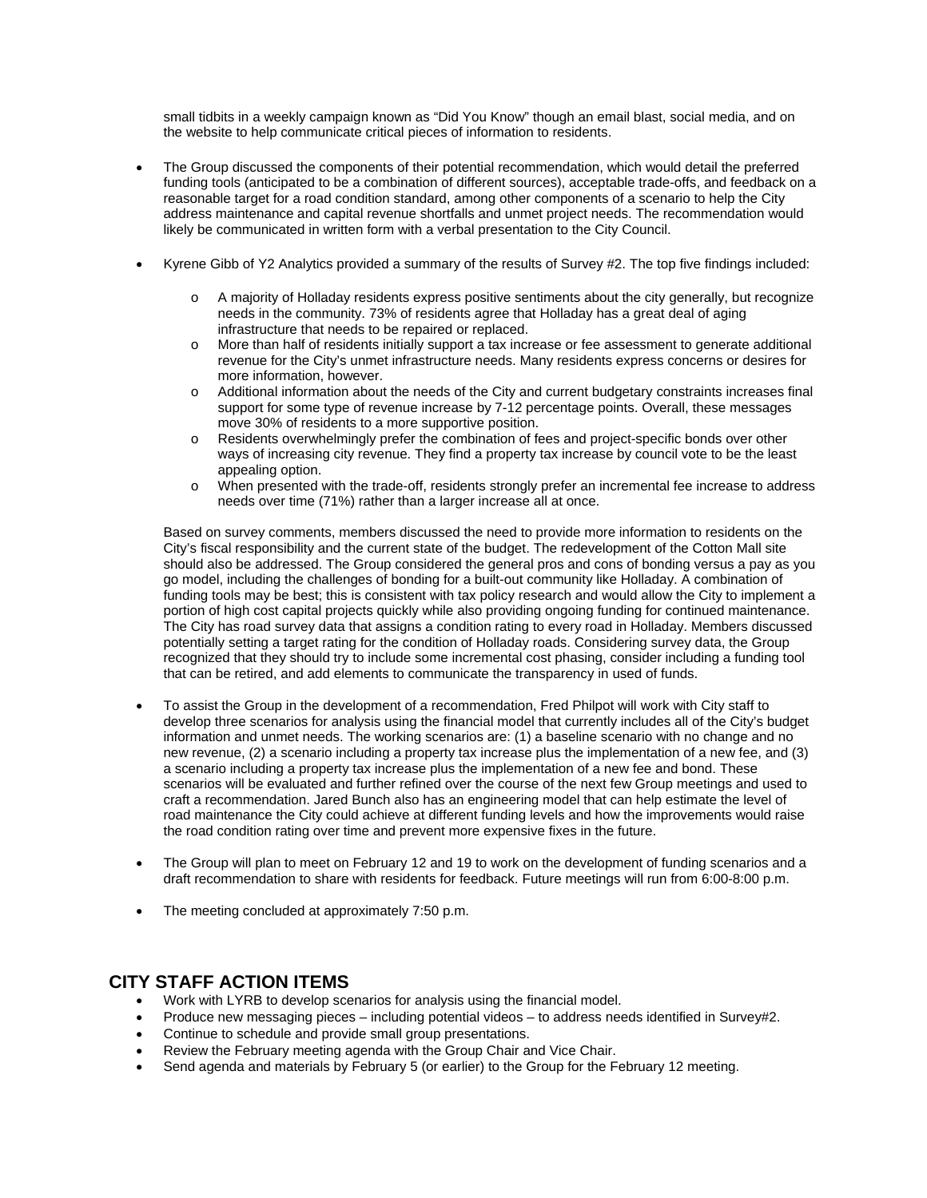small tidbits in a weekly campaign known as "Did You Know" though an email blast, social media, and on the website to help communicate critical pieces of information to residents.

- The Group discussed the components of their potential recommendation, which would detail the preferred funding tools (anticipated to be a combination of different sources), acceptable trade-offs, and feedback on a reasonable target for a road condition standard, among other components of a scenario to help the City address maintenance and capital revenue shortfalls and unmet project needs. The recommendation would likely be communicated in written form with a verbal presentation to the City Council.

- Kyrene Gibb of Y2 Analytics provided a summary of the results of Survey #2. The top five findings included:

    - A majority of Holladay residents express positive sentiments about the city generally, but recognize needs in the community. 73% of residents agree that Holladay has a great deal of aging infrastructure that needs to be repaired or replaced.
    - More than half of residents initially support a tax increase or fee assessment to generate additional revenue for the City's unmet infrastructure needs. Many residents express concerns or desires for more information, however.
    - Additional information about the needs of the City and current budgetary constraints increases final support for some type of revenue increase by 7-12 percentage points. Overall, these messages move 30% of residents to a more supportive position.
    - Residents overwhelmingly prefer the combination of fees and project-specific bonds over other ways of increasing city revenue. They find a property tax increase by council vote to be the least appealing option.
    - When presented with the trade-off, residents strongly prefer an incremental fee increase to address needs over time (71%) rather than a larger increase all at once.

  Based on survey comments, members discussed the need to provide more information to residents on the City's fiscal responsibility and the current state of the budget. The redevelopment of the Cotton Mall site should also be addressed. The Group considered the general pros and cons of bonding versus a pay as you go model, including the challenges of bonding for a built-out community like Holladay. A combination of funding tools may be best; this is consistent with tax policy research and would allow the City to implement a portion of high cost capital projects quickly while also providing ongoing funding for continued maintenance. The City has road survey data that assigns a condition rating to every road in Holladay. Members discussed potentially setting a target rating for the condition of Holladay roads. Considering survey data, the Group recognized that they should try to include some incremental cost phasing, consider including a funding tool that can be retired, and add elements to communicate the transparency in used of funds.

- To assist the Group in the development of a recommendation, Fred Philpot will work with City staff to develop three scenarios for analysis using the financial model that currently includes all of the City's budget information and unmet needs. The working scenarios are: (1) a baseline scenario with no change and no new revenue, (2) a scenario including a property tax increase plus the implementation of a new fee, and (3) a scenario including a property tax increase plus the implementation of a new fee and bond. These scenarios will be evaluated and further refined over the course of the next few Group meetings and used to craft a recommendation. Jared Bunch also has an engineering model that can help estimate the level of road maintenance the City could achieve at different funding levels and how the improvements would raise the road condition rating over time and prevent more expensive fixes in the future.

- The Group will plan to meet on February 12 and 19 to work on the development of funding scenarios and a draft recommendation to share with residents for feedback. Future meetings will run from 6:00-8:00 p.m.

- The meeting concluded at approximately 7:50 p.m.

## CITY STAFF ACTION ITEMS

- Work with LYRB to develop scenarios for analysis using the financial model.
- Produce new messaging pieces – including potential videos – to address needs identified in Survey#2.
- Continue to schedule and provide small group presentations.
- Review the February meeting agenda with the Group Chair and Vice Chair.
- Send agenda and materials by February 5 (or earlier) to the Group for the February 12 meeting.